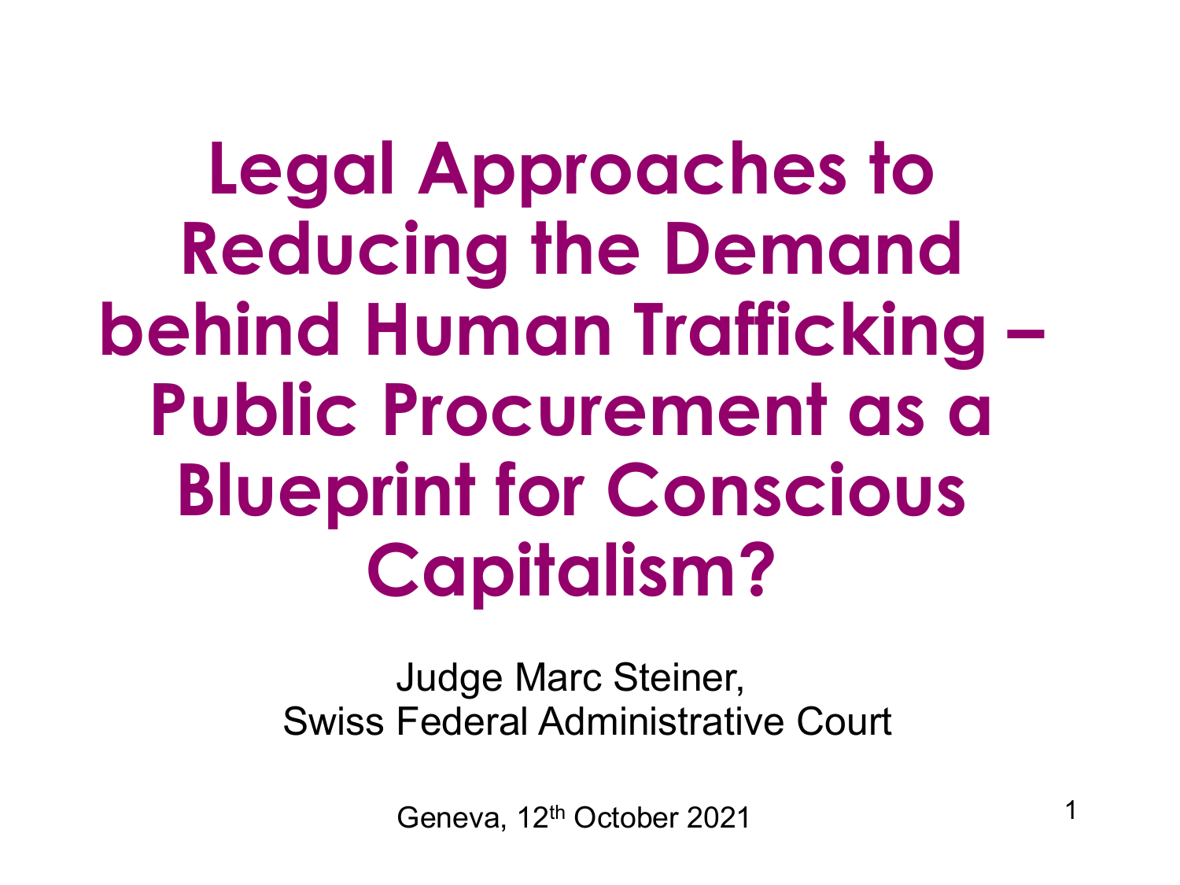# Legal Approaches to Reducing the Demand behind Human Trafficking – Public Procurement as a Blueprint for Conscious Capitalism?

Judge Marc Steiner,
Swiss Federal Administrative Court

Geneva, 12th October 2021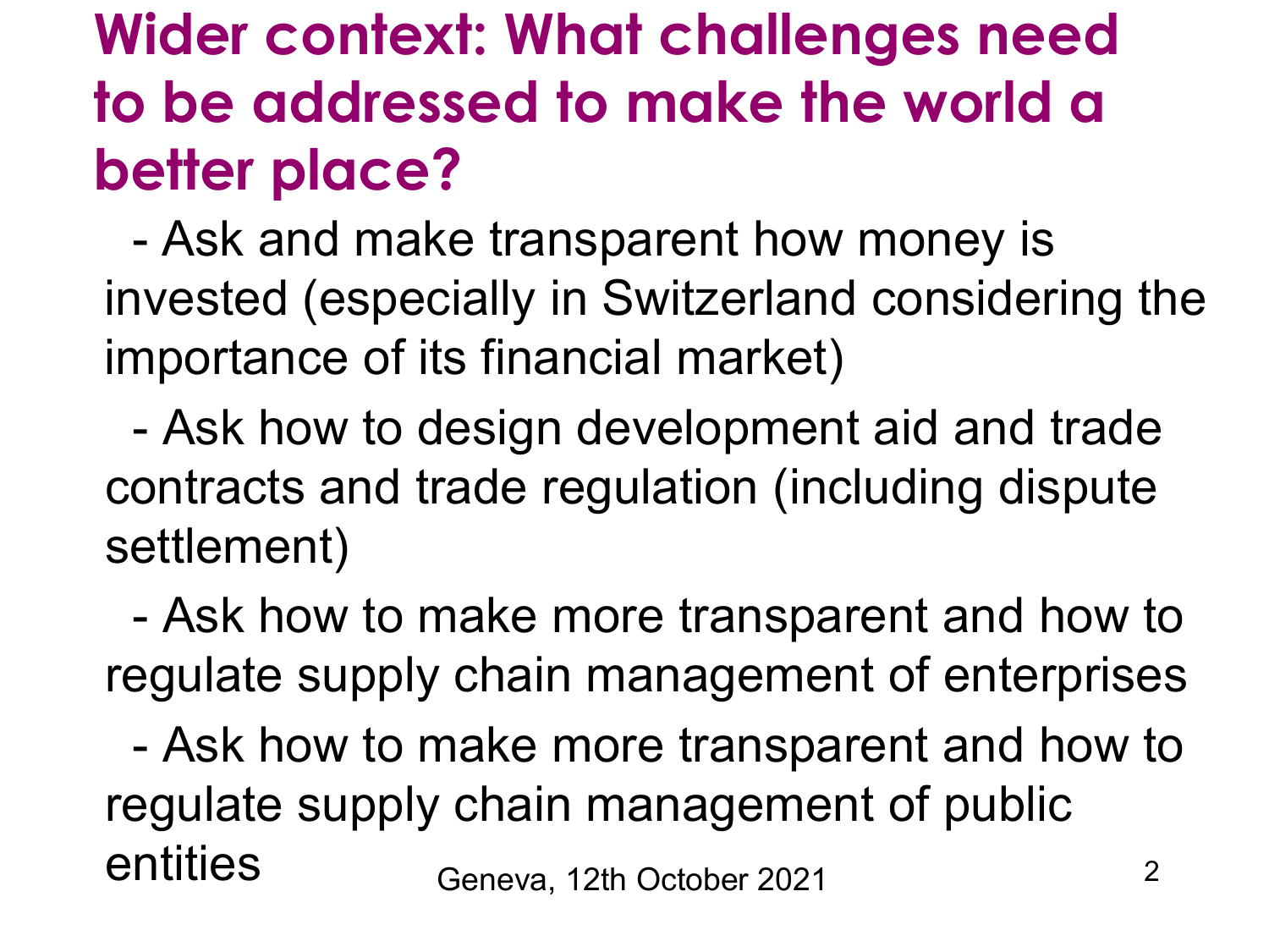# Wider context: What challenges need to be addressed to make the world a better place?

- Ask and make transparent how money is invested (especially in Switzerland considering the importance of its financial market)
- Ask how to design development aid and trade contracts and trade regulation (including dispute settlement)
- Ask how to make more transparent and how to regulate supply chain management of enterprises
- Ask how to make more transparent and how to regulate supply chain management of public entities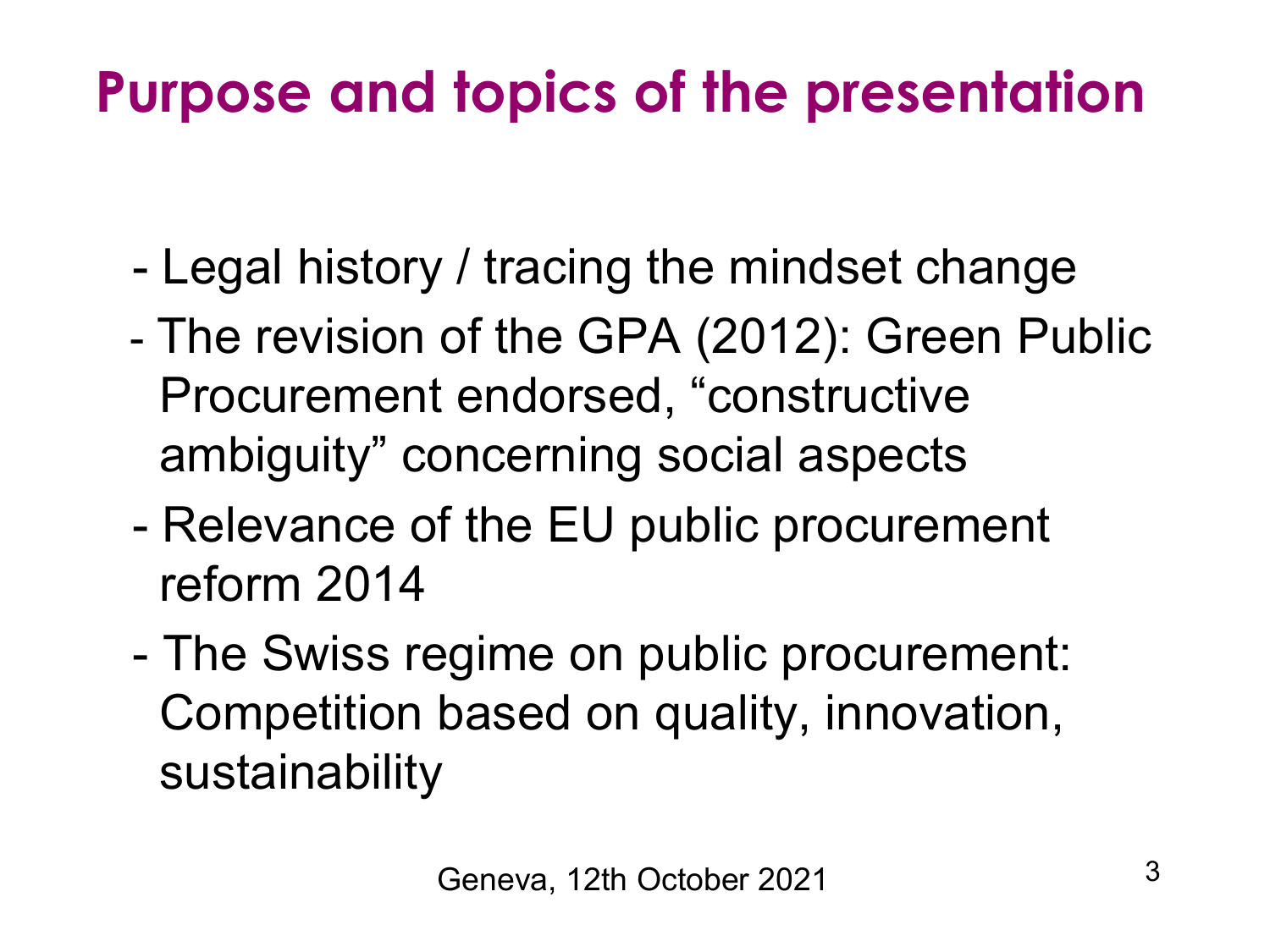# Purpose and topics of the presentation

- Legal history / tracing the mindset change
- The revision of the GPA (2012): Green Public Procurement endorsed, "constructive ambiguity" concerning social aspects
- Relevance of the EU public procurement reform 2014
- The Swiss regime on public procurement: Competition based on quality, innovation, sustainability

Geneva, 12th October 2021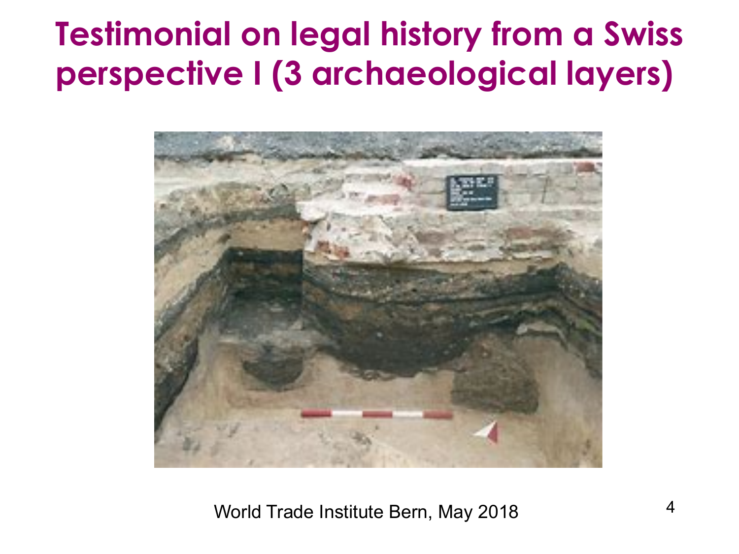# Testimonial on legal history from a Swiss perspective I (3 archaeological layers)

World Trade Institute Bern, May 2018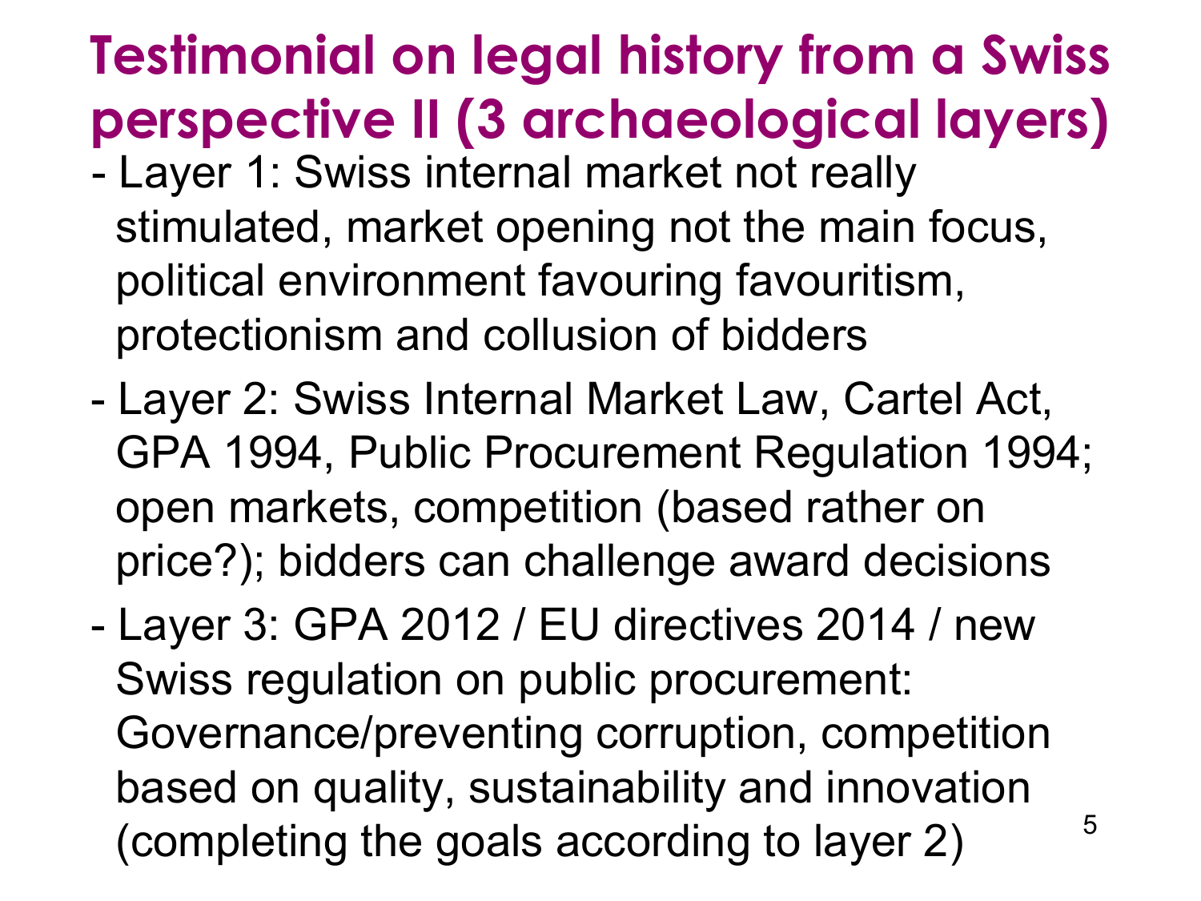# Testimonial on legal history from a Swiss perspective II (3 archaeological layers)

- Layer 1: Swiss internal market not really stimulated, market opening not the main focus, political environment favouring favouritism, protectionism and collusion of bidders
- Layer 2: Swiss Internal Market Law, Cartel Act, GPA 1994, Public Procurement Regulation 1994; open markets, competition (based rather on price?); bidders can challenge award decisions
- Layer 3: GPA 2012 / EU directives 2014 / new Swiss regulation on public procurement: Governance/preventing corruption, competition based on quality, sustainability and innovation (completing the goals according to layer 2)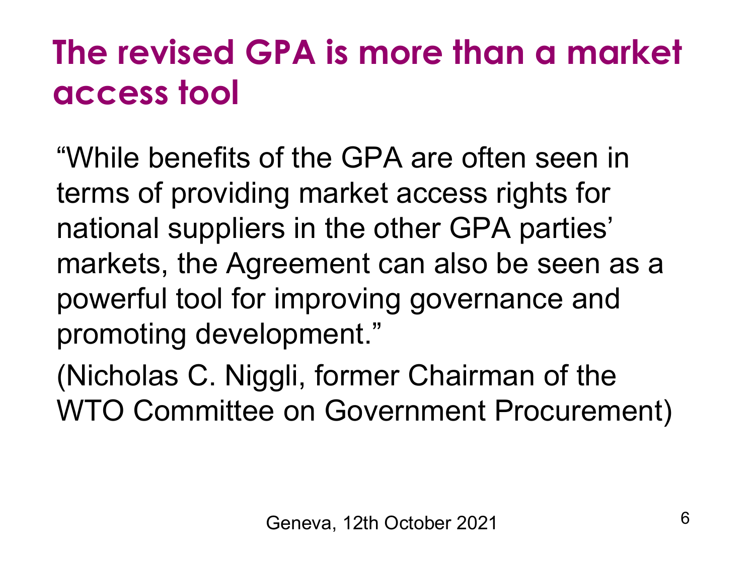# The revised GPA is more than a market access tool

“While benefits of the GPA are often seen in terms of providing market access rights for national suppliers in the other GPA parties’ markets, the Agreement can also be seen as a powerful tool for improving governance and promoting development.”

(Nicholas C. Niggli, former Chairman of the WTO Committee on Government Procurement)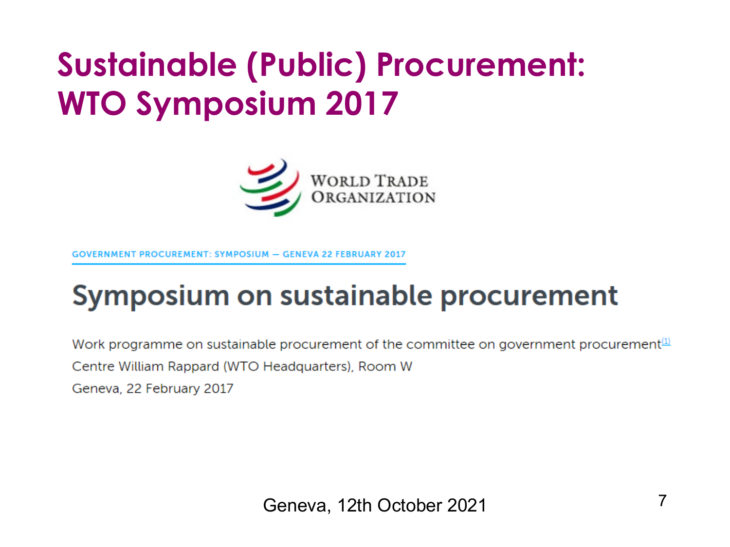# Sustainable (Public) Procurement: WTO Symposium 2017

WORLD TRADE ORGANIZATION

GOVERNMENT PROCUREMENT: SYMPOSIUM — GENEVA 22 FEBRUARY 2017

## Symposium on sustainable procurement

Work programme on sustainable procurement of the committee on government procurement[1]

Centre William Rappard (WTO Headquarters), Room W

Geneva, 22 February 2017

Geneva, 12th October 2021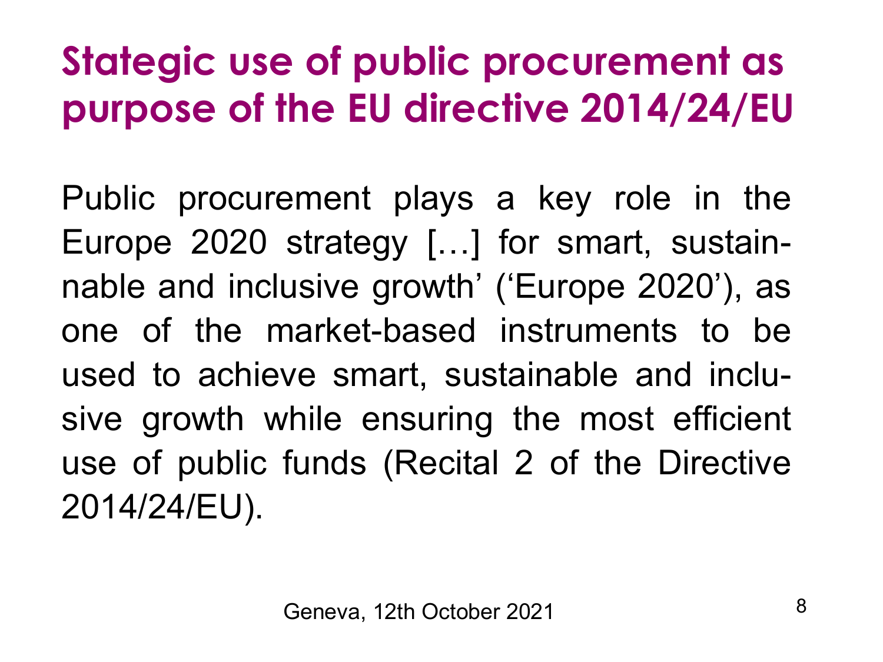# Stategic use of public procurement as purpose of the EU directive 2014/24/EU

Public procurement plays a key role in the Europe 2020 strategy […] for smart, sustainnable and inclusive growth' ('Europe 2020'), as one of the market-based instruments to be used to achieve smart, sustainable and inclusive growth while ensuring the most efficient use of public funds (Recital 2 of the Directive 2014/24/EU).

Geneva, 12th October 2021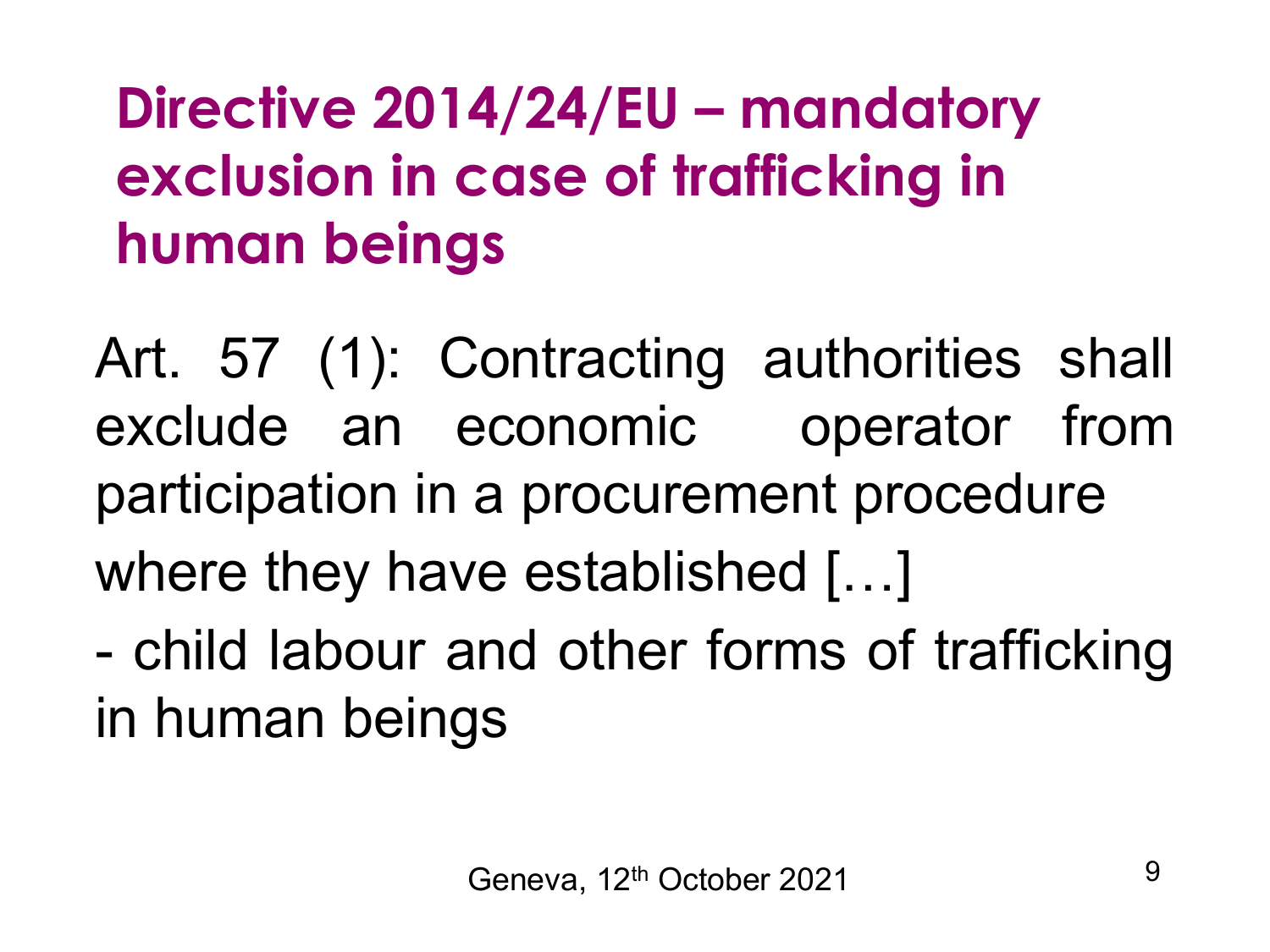# Directive 2014/24/EU – mandatory exclusion in case of trafficking in human beings

Art. 57 (1): Contracting authorities shall exclude an economic operator from participation in a procurement procedure where they have established […]

- child labour and other forms of trafficking in human beings

Geneva, 12th October 2021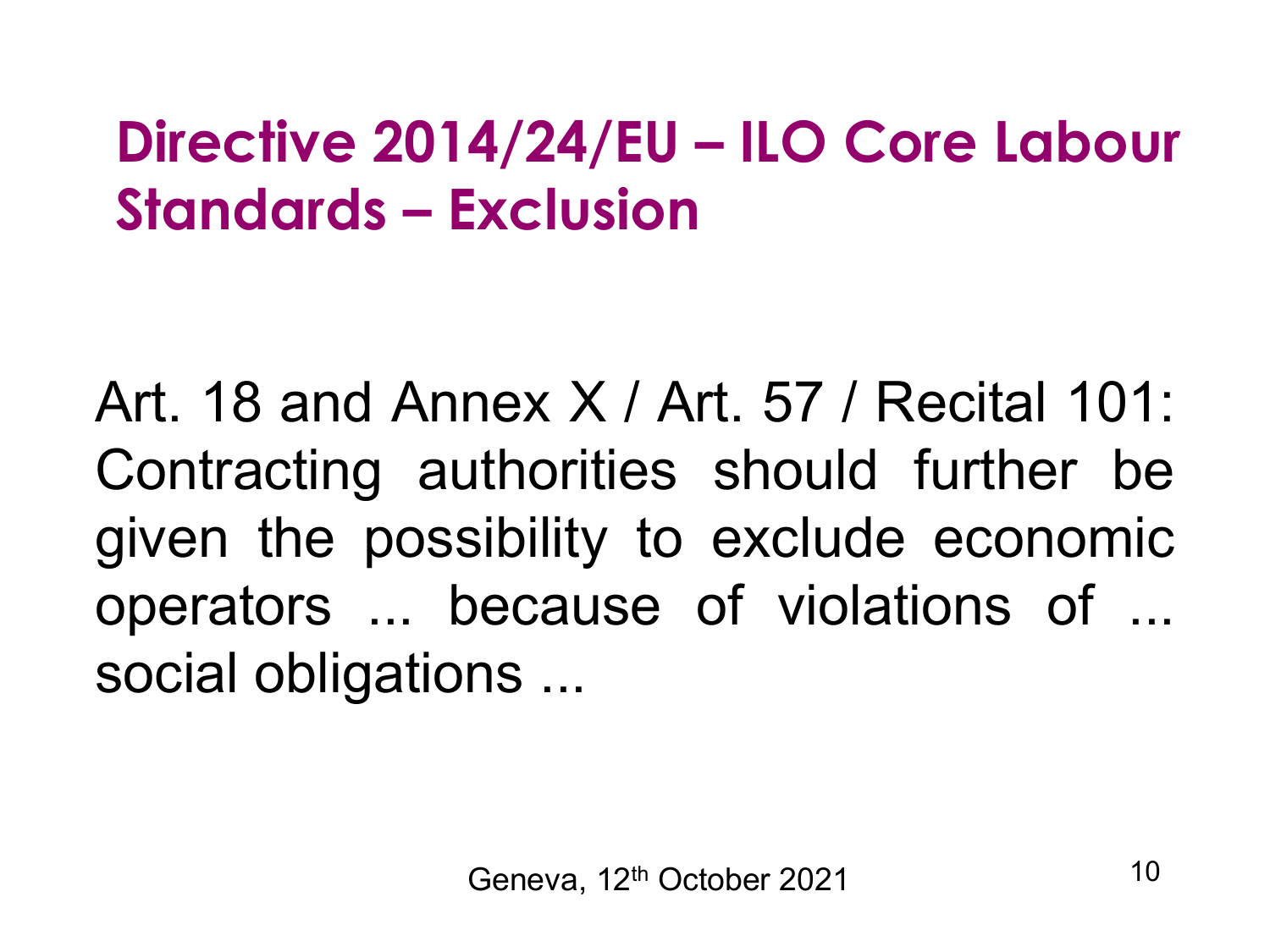# Directive 2014/24/EU – ILO Core Labour Standards – Exclusion

Art. 18 and Annex X / Art. 57 / Recital 101: Contracting authorities should further be given the possibility to exclude economic operators ... because of violations of ... social obligations ...

Geneva, 12th October 2021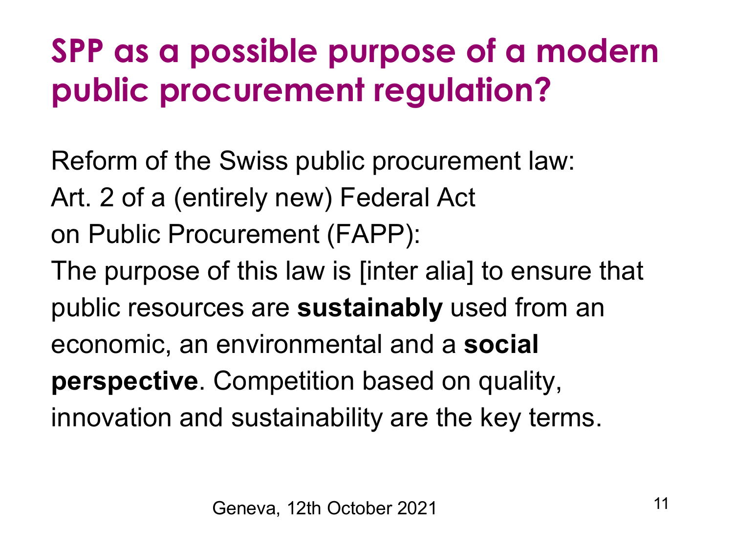# SPP as a possible purpose of a modern public procurement regulation?

Reform of the Swiss public procurement law:
Art. 2 of a (entirely new) Federal Act on Public Procurement (FAPP):
The purpose of this law is [inter alia] to ensure that public resources are **sustainably** used from an economic, an environmental and a **social perspective**. Competition based on quality, innovation and sustainability are the key terms.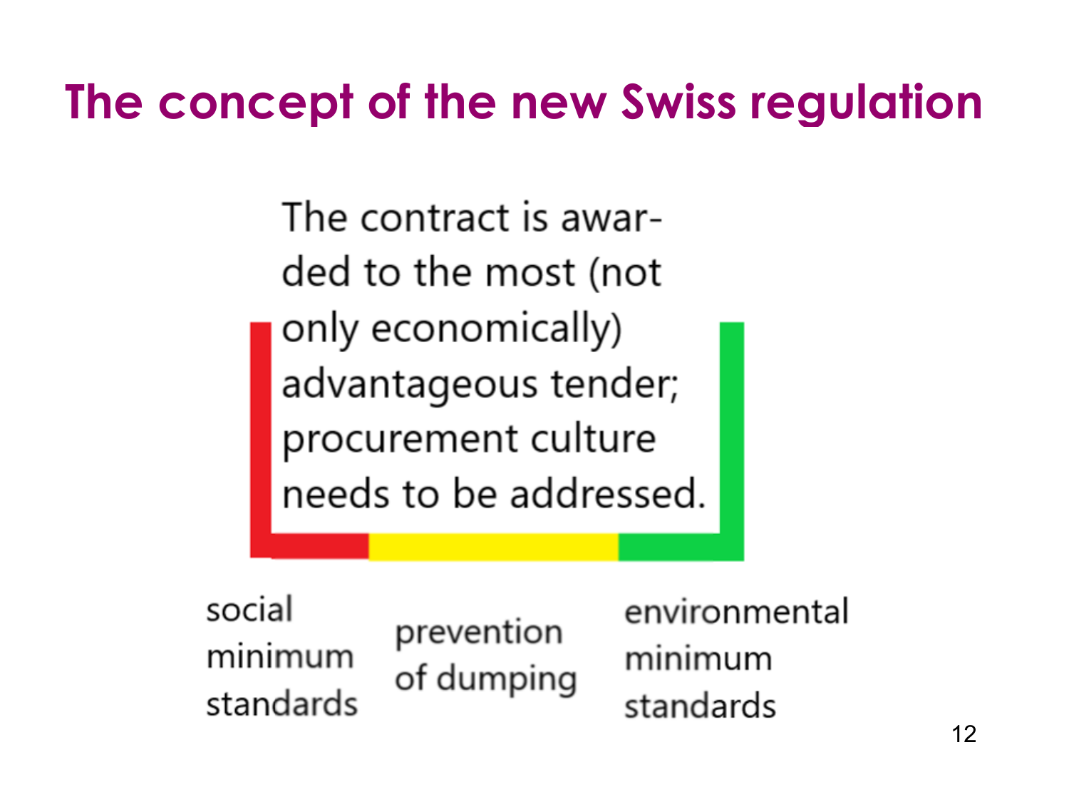# The concept of the new Swiss regulation

The contract is awarded to the most (not only economically) advantageous tender; procurement culture needs to be addressed.

social minimum standards

prevention of dumping

environmental minimum standards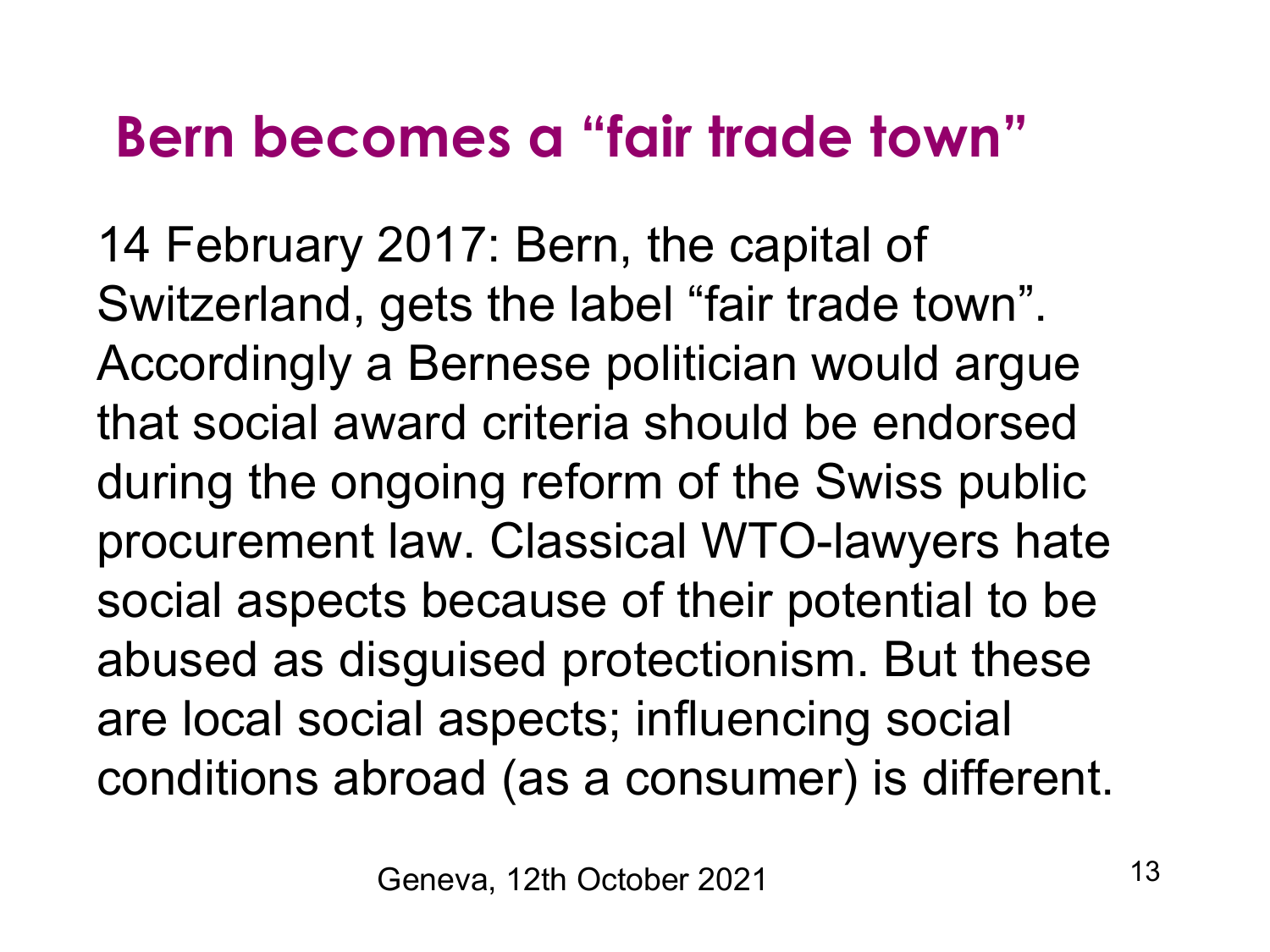# Bern becomes a “fair trade town”

14 February 2017: Bern, the capital of Switzerland, gets the label “fair trade town”. Accordingly a Bernese politician would argue that social award criteria should be endorsed during the ongoing reform of the Swiss public procurement law. Classical WTO-lawyers hate social aspects because of their potential to be abused as disguised protectionism. But these are local social aspects; influencing social conditions abroad (as a consumer) is different.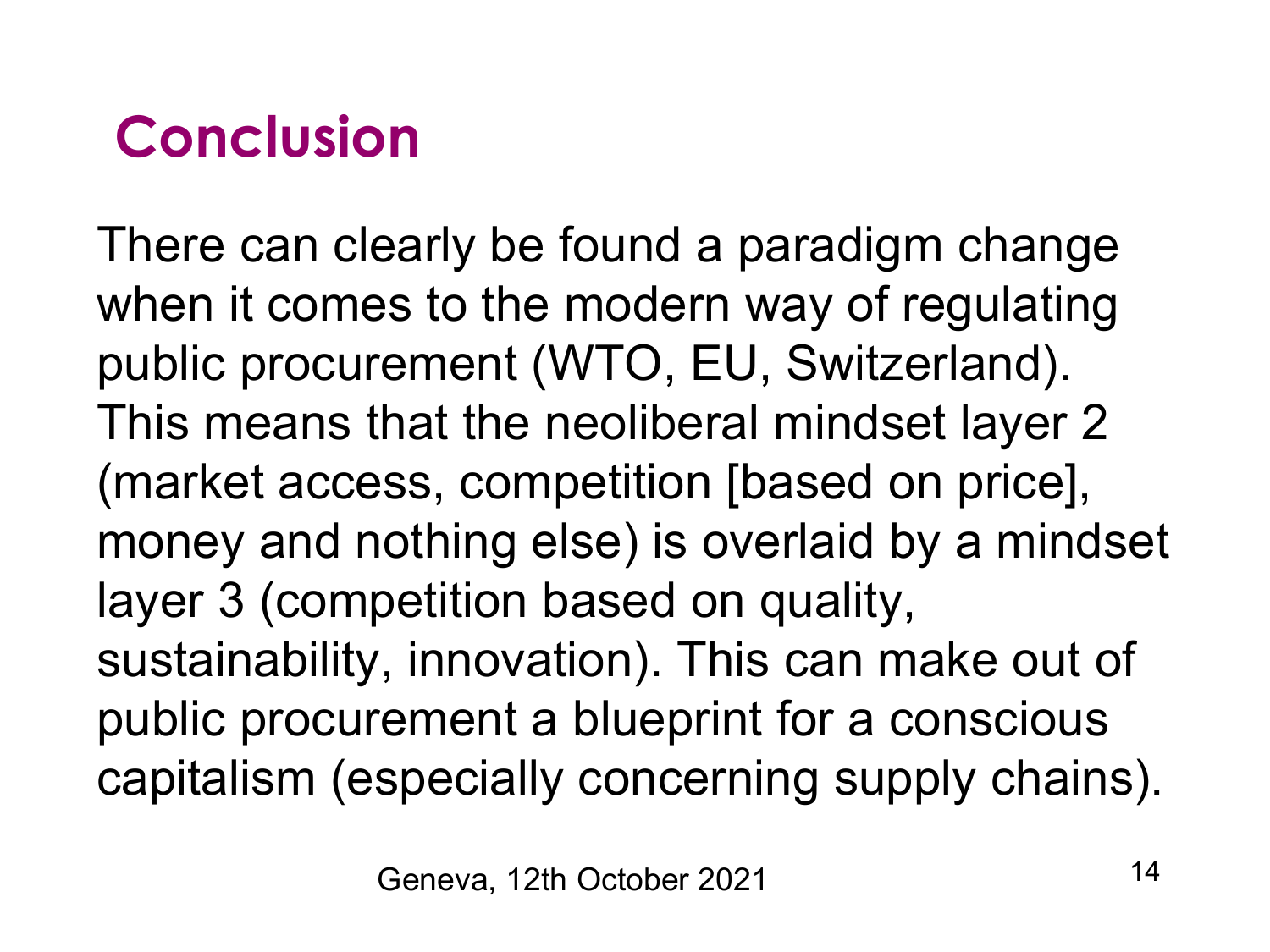# Conclusion

There can clearly be found a paradigm change when it comes to the modern way of regulating public procurement (WTO, EU, Switzerland). This means that the neoliberal mindset layer 2 (market access, competition [based on price], money and nothing else) is overlaid by a mindset layer 3 (competition based on quality, sustainability, innovation). This can make out of public procurement a blueprint for a conscious capitalism (especially concerning supply chains).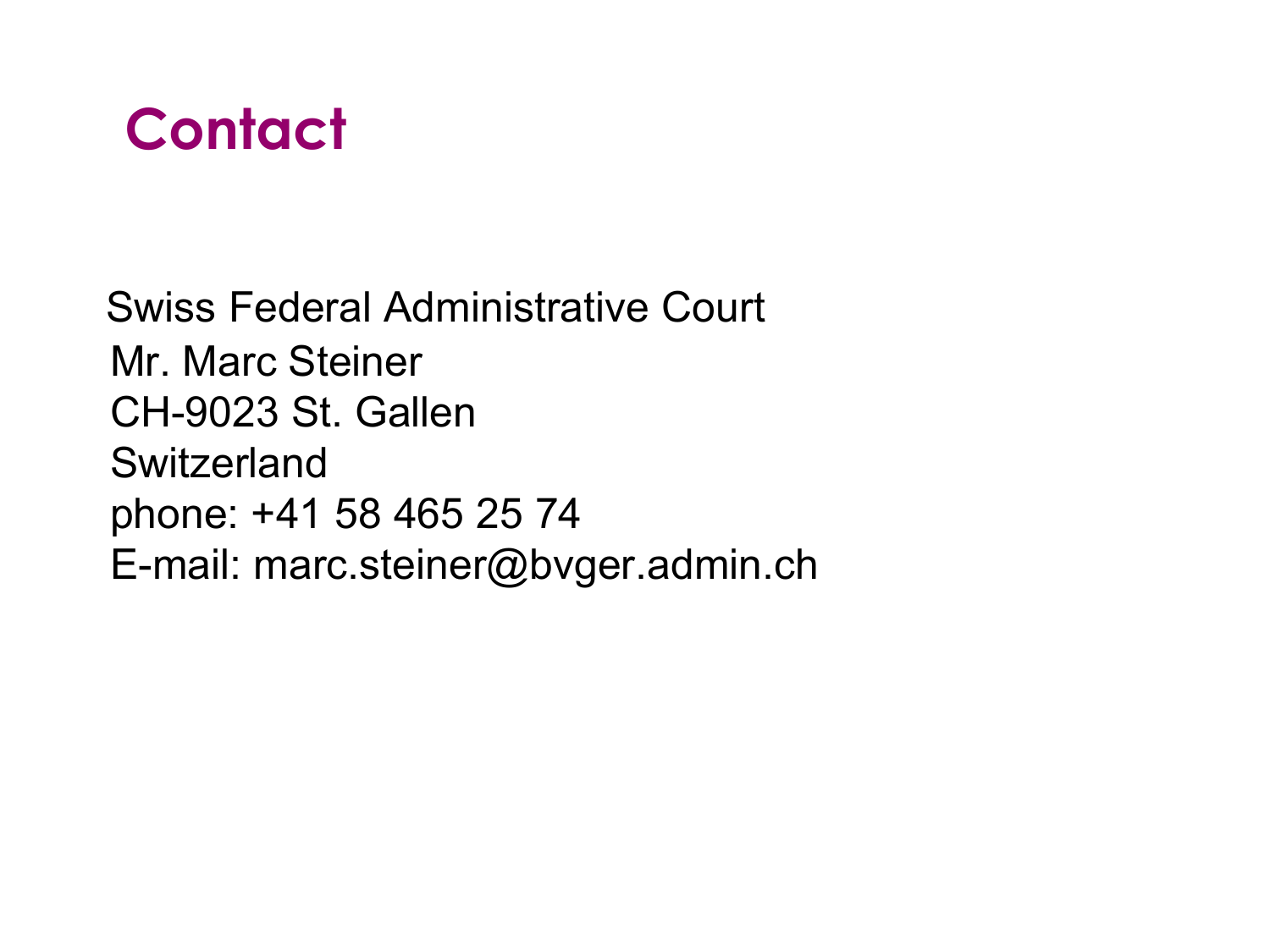# Contact

Swiss Federal Administrative Court
Mr. Marc Steiner
CH-9023 St. Gallen
Switzerland
phone: +41 58 465 25 74
E-mail: marc.steiner@bvger.admin.ch